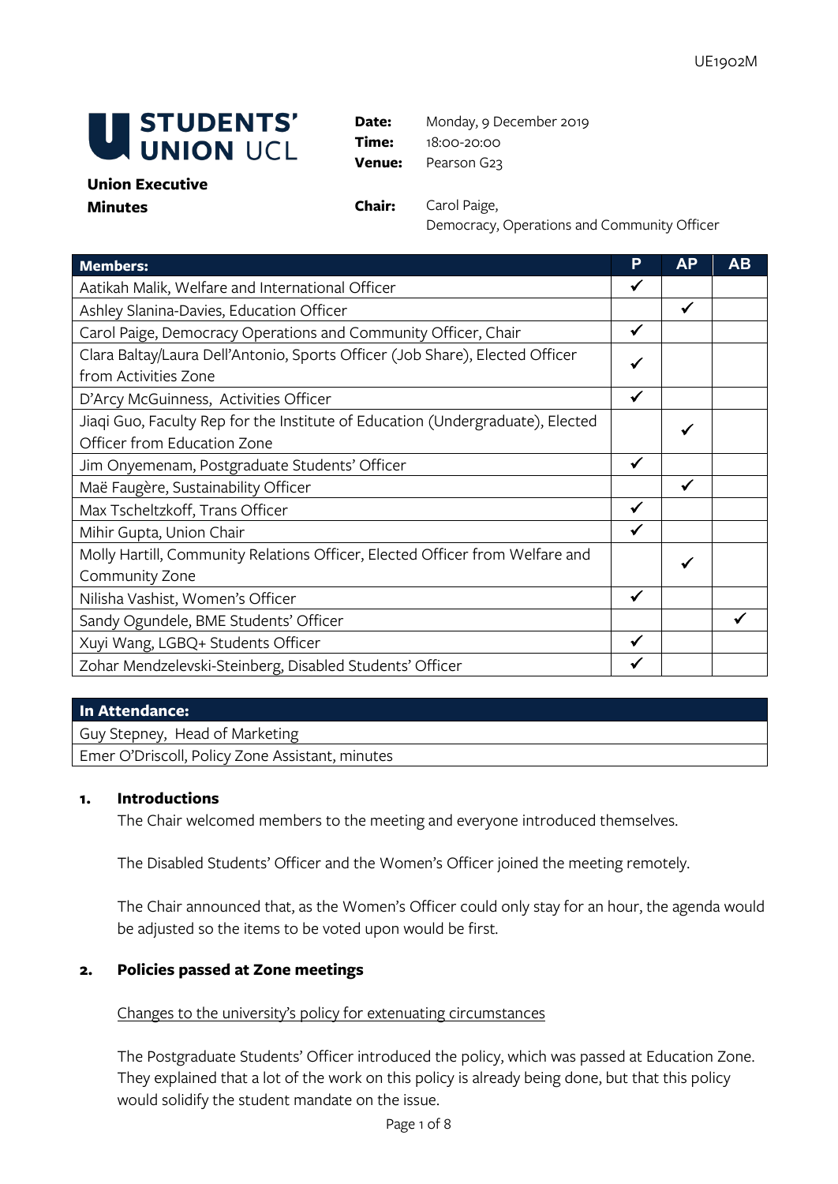UE1902M

**STUDENTS' UNION UCL**

**Union Executive Minutes**

**Date:** Monday, 9 December 2019
**Time:** 18:00-20:00
**Venue:** Pearson G23

**Chair:** Carol Paige, Democracy, Operations and Community Officer

| Members: | P | AP | AB |
|---|---|---|---|
| Aatikah Malik, Welfare and International Officer | ✓ | | |
| Ashley Slanina-Davies, Education Officer | | ✓ | |
| Carol Paige, Democracy Operations and Community Officer, Chair | ✓ | | |
| Clara Baltay/Laura Dell'Antonio, Sports Officer (Job Share), Elected Officer from Activities Zone | ✓ | | |
| D'Arcy McGuinness, Activities Officer | ✓ | | |
| Jiaqi Guo, Faculty Rep for the Institute of Education (Undergraduate), Elected Officer from Education Zone | | ✓ | |
| Jim Onyemenam, Postgraduate Students' Officer | ✓ | | |
| Maë Faugère, Sustainability Officer | | ✓ | |
| Max Tscheltzkoff, Trans Officer | ✓ | | |
| Mihir Gupta, Union Chair | ✓ | | |
| Molly Hartill, Community Relations Officer, Elected Officer from Welfare and Community Zone | | ✓ | |
| Nilisha Vashist, Women's Officer | ✓ | | |
| Sandy Ogundele, BME Students' Officer | | | ✓ |
| Xuyi Wang, LGBQ+ Students Officer | ✓ | | |
| Zohar Mendzelevski-Steinberg, Disabled Students' Officer | ✓ | | |

| In Attendance: |
|---|
| Guy Stepney, Head of Marketing |
| Emer O'Driscoll, Policy Zone Assistant, minutes |

## 1. Introductions

The Chair welcomed members to the meeting and everyone introduced themselves.

The Disabled Students' Officer and the Women's Officer joined the meeting remotely.

The Chair announced that, as the Women's Officer could only stay for an hour, the agenda would be adjusted so the items to be voted upon would be first.

## 2. Policies passed at Zone meetings

Changes to the university's policy for extenuating circumstances

The Postgraduate Students' Officer introduced the policy, which was passed at Education Zone. They explained that a lot of the work on this policy is already being done, but that this policy would solidify the student mandate on the issue.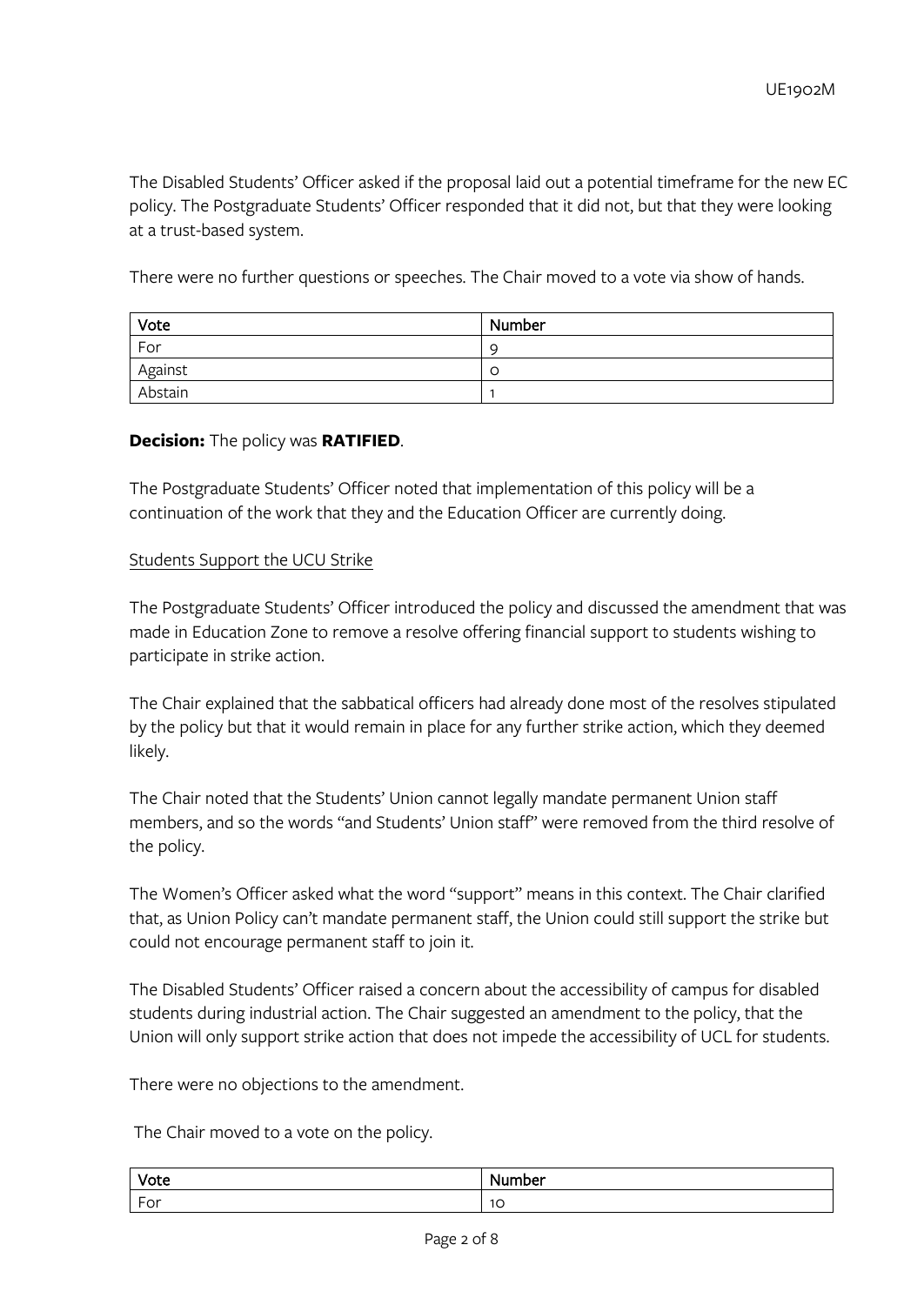The Disabled Students' Officer asked if the proposal laid out a potential timeframe for the new EC policy. The Postgraduate Students' Officer responded that it did not, but that they were looking at a trust-based system.

There were no further questions or speeches. The Chair moved to a vote via show of hands.

| Vote | Number |
|---|---|
| For | 9 |
| Against | 0 |
| Abstain | 1 |

**Decision:** The policy was **RATIFIED**.

The Postgraduate Students' Officer noted that implementation of this policy will be a continuation of the work that they and the Education Officer are currently doing.

Students Support the UCU Strike

The Postgraduate Students' Officer introduced the policy and discussed the amendment that was made in Education Zone to remove a resolve offering financial support to students wishing to participate in strike action.

The Chair explained that the sabbatical officers had already done most of the resolves stipulated by the policy but that it would remain in place for any further strike action, which they deemed likely.

The Chair noted that the Students' Union cannot legally mandate permanent Union staff members, and so the words "and Students' Union staff" were removed from the third resolve of the policy.

The Women's Officer asked what the word "support" means in this context. The Chair clarified that, as Union Policy can't mandate permanent staff, the Union could still support the strike but could not encourage permanent staff to join it.

The Disabled Students' Officer raised a concern about the accessibility of campus for disabled students during industrial action. The Chair suggested an amendment to the policy, that the Union will only support strike action that does not impede the accessibility of UCL for students.

There were no objections to the amendment.

The Chair moved to a vote on the policy.

| Vote | Number |
|---|---|
| For | 10 |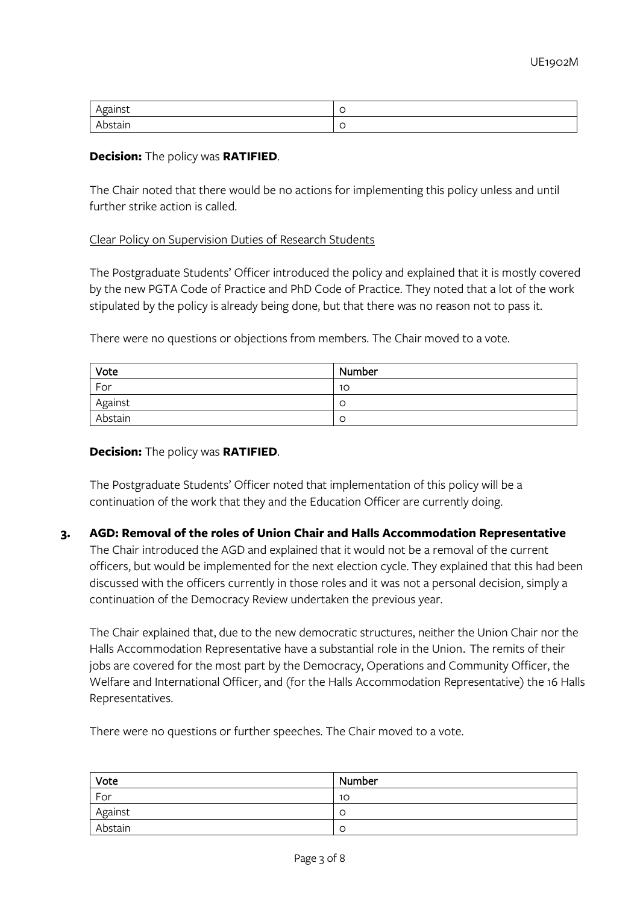| Against | 0 |
|---|---|
| Abstain | 0 |

**Decision:** The policy was **RATIFIED**.

The Chair noted that there would be no actions for implementing this policy unless and until further strike action is called.

Clear Policy on Supervision Duties of Research Students

The Postgraduate Students' Officer introduced the policy and explained that it is mostly covered by the new PGTA Code of Practice and PhD Code of Practice. They noted that a lot of the work stipulated by the policy is already being done, but that there was no reason not to pass it.

There were no questions or objections from members. The Chair moved to a vote.

| Vote | Number |
|---|---|
| For | 10 |
| Against | 0 |
| Abstain | 0 |

**Decision:** The policy was **RATIFIED**.

The Postgraduate Students' Officer noted that implementation of this policy will be a continuation of the work that they and the Education Officer are currently doing.

**3. AGD: Removal of the roles of Union Chair and Halls Accommodation Representative**

The Chair introduced the AGD and explained that it would not be a removal of the current officers, but would be implemented for the next election cycle. They explained that this had been discussed with the officers currently in those roles and it was not a personal decision, simply a continuation of the Democracy Review undertaken the previous year.

The Chair explained that, due to the new democratic structures, neither the Union Chair nor the Halls Accommodation Representative have a substantial role in the Union. The remits of their jobs are covered for the most part by the Democracy, Operations and Community Officer, the Welfare and International Officer, and (for the Halls Accommodation Representative) the 16 Halls Representatives.

There were no questions or further speeches. The Chair moved to a vote.

| Vote | Number |
|---|---|
| For | 10 |
| Against | 0 |
| Abstain | 0 |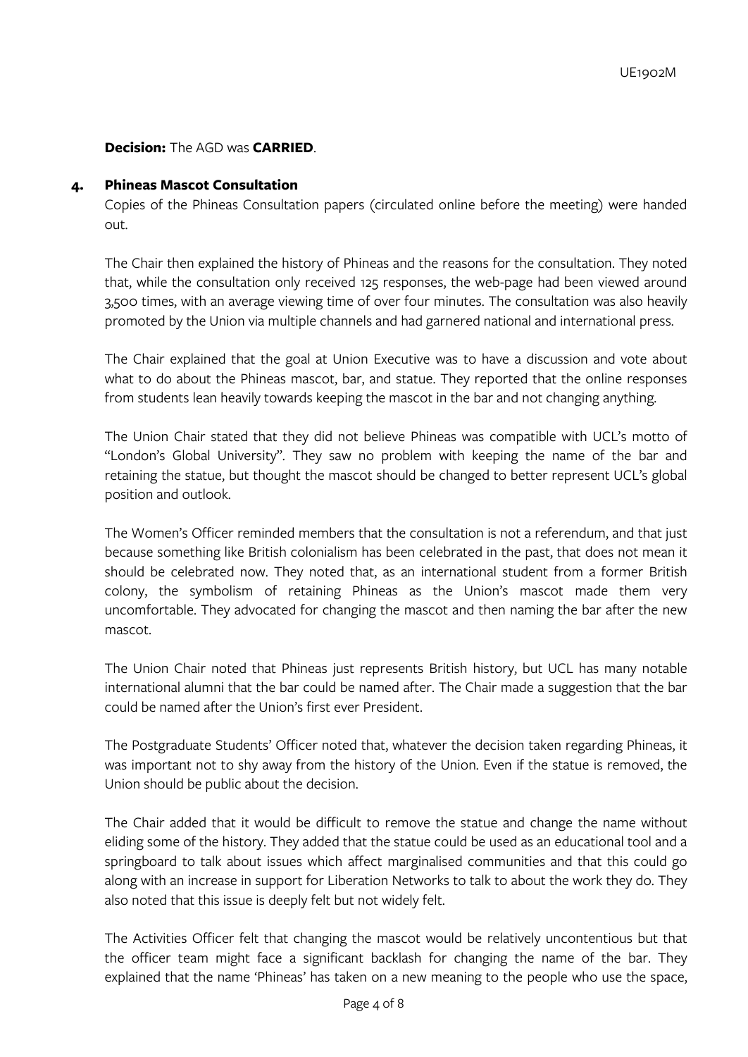**Decision:** The AGD was **CARRIED**.

## 4. Phineas Mascot Consultation

Copies of the Phineas Consultation papers (circulated online before the meeting) were handed out.

The Chair then explained the history of Phineas and the reasons for the consultation. They noted that, while the consultation only received 125 responses, the web-page had been viewed around 3,500 times, with an average viewing time of over four minutes. The consultation was also heavily promoted by the Union via multiple channels and had garnered national and international press.

The Chair explained that the goal at Union Executive was to have a discussion and vote about what to do about the Phineas mascot, bar, and statue. They reported that the online responses from students lean heavily towards keeping the mascot in the bar and not changing anything.

The Union Chair stated that they did not believe Phineas was compatible with UCL's motto of "London's Global University". They saw no problem with keeping the name of the bar and retaining the statue, but thought the mascot should be changed to better represent UCL's global position and outlook.

The Women's Officer reminded members that the consultation is not a referendum, and that just because something like British colonialism has been celebrated in the past, that does not mean it should be celebrated now. They noted that, as an international student from a former British colony, the symbolism of retaining Phineas as the Union's mascot made them very uncomfortable. They advocated for changing the mascot and then naming the bar after the new mascot.

The Union Chair noted that Phineas just represents British history, but UCL has many notable international alumni that the bar could be named after. The Chair made a suggestion that the bar could be named after the Union's first ever President.

The Postgraduate Students' Officer noted that, whatever the decision taken regarding Phineas, it was important not to shy away from the history of the Union. Even if the statue is removed, the Union should be public about the decision.

The Chair added that it would be difficult to remove the statue and change the name without eliding some of the history. They added that the statue could be used as an educational tool and a springboard to talk about issues which affect marginalised communities and that this could go along with an increase in support for Liberation Networks to talk to about the work they do. They also noted that this issue is deeply felt but not widely felt.

The Activities Officer felt that changing the mascot would be relatively uncontentious but that the officer team might face a significant backlash for changing the name of the bar. They explained that the name 'Phineas' has taken on a new meaning to the people who use the space,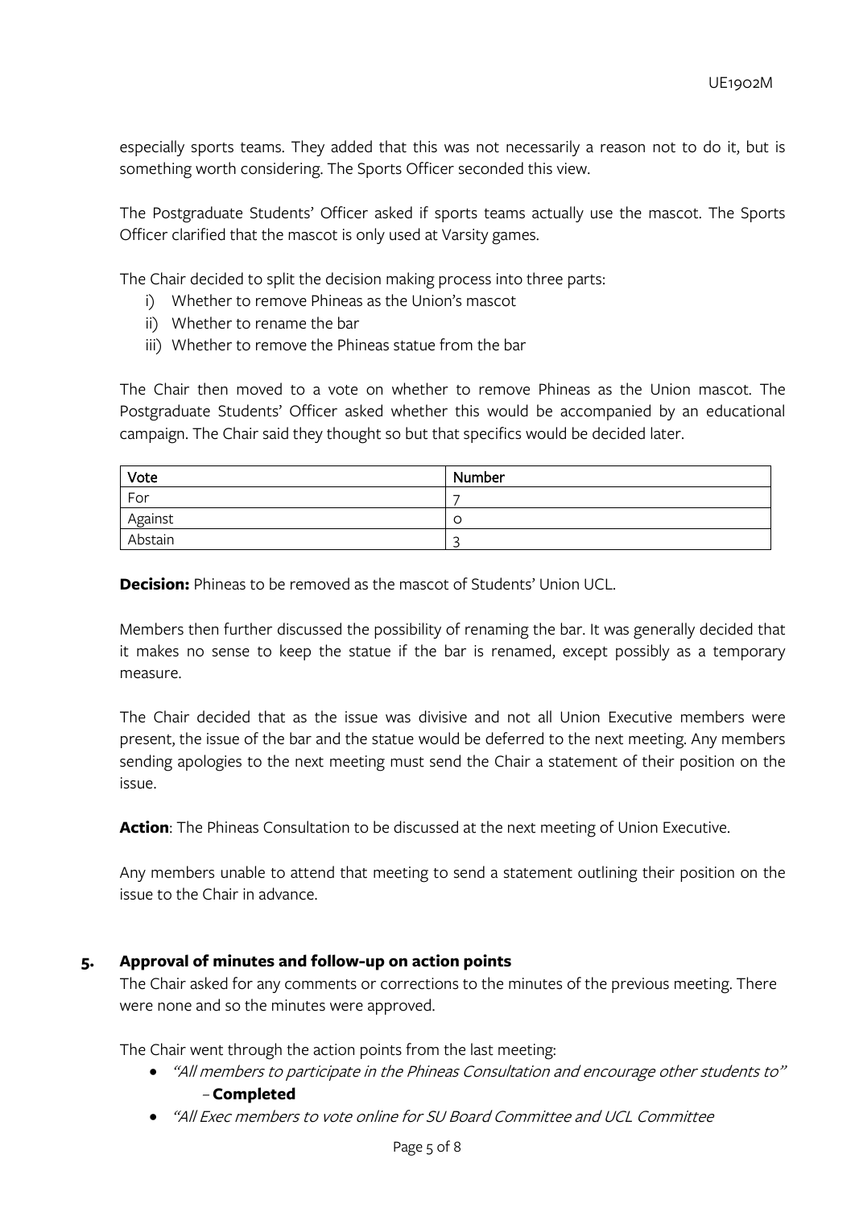especially sports teams. They added that this was not necessarily a reason not to do it, but is something worth considering. The Sports Officer seconded this view.

The Postgraduate Students' Officer asked if sports teams actually use the mascot. The Sports Officer clarified that the mascot is only used at Varsity games.

The Chair decided to split the decision making process into three parts:

i) Whether to remove Phineas as the Union's mascot
ii) Whether to rename the bar
iii) Whether to remove the Phineas statue from the bar

The Chair then moved to a vote on whether to remove Phineas as the Union mascot. The Postgraduate Students' Officer asked whether this would be accompanied by an educational campaign. The Chair said they thought so but that specifics would be decided later.

| Vote | Number |
| --- | --- |
| For | 7 |
| Against | 0 |
| Abstain | 3 |

**Decision:** Phineas to be removed as the mascot of Students' Union UCL.

Members then further discussed the possibility of renaming the bar. It was generally decided that it makes no sense to keep the statue if the bar is renamed, except possibly as a temporary measure.

The Chair decided that as the issue was divisive and not all Union Executive members were present, the issue of the bar and the statue would be deferred to the next meeting. Any members sending apologies to the next meeting must send the Chair a statement of their position on the issue.

**Action**: The Phineas Consultation to be discussed at the next meeting of Union Executive.

Any members unable to attend that meeting to send a statement outlining their position on the issue to the Chair in advance.

## 5. Approval of minutes and follow-up on action points

The Chair asked for any comments or corrections to the minutes of the previous meeting. There were none and so the minutes were approved.

The Chair went through the action points from the last meeting:

- *"All members to participate in the Phineas Consultation and encourage other students to"* – **Completed**
- *"All Exec members to vote online for SU Board Committee and UCL Committee*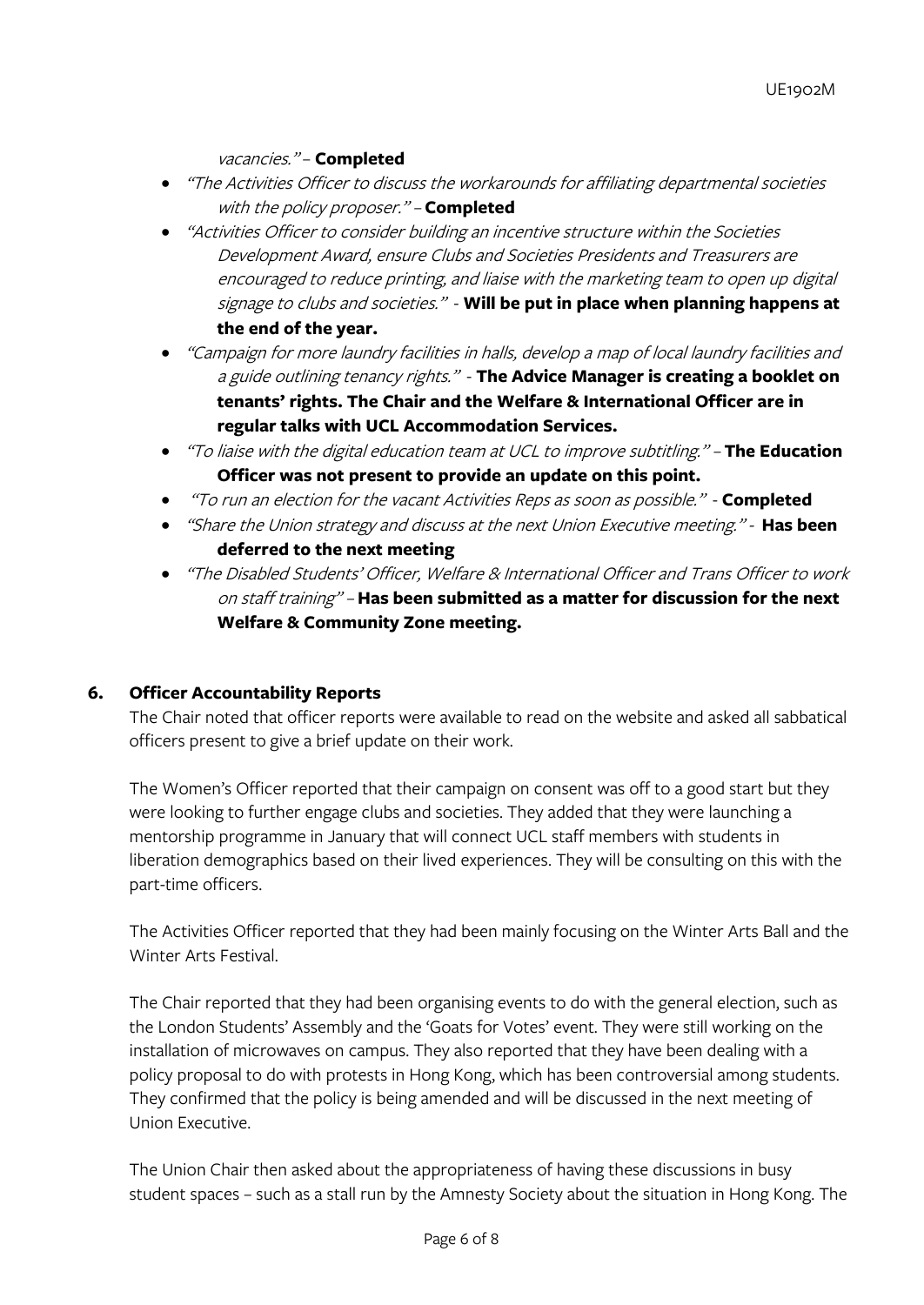*vacancies."* – **Completed**

- *"The Activities Officer to discuss the workarounds for affiliating departmental societies with the policy proposer."* – **Completed**
- *"Activities Officer to consider building an incentive structure within the Societies Development Award, ensure Clubs and Societies Presidents and Treasurers are encouraged to reduce printing, and liaise with the marketing team to open up digital signage to clubs and societies."* - **Will be put in place when planning happens at the end of the year.**
- *"Campaign for more laundry facilities in halls, develop a map of local laundry facilities and a guide outlining tenancy rights."* - **The Advice Manager is creating a booklet on tenants' rights. The Chair and the Welfare & International Officer are in regular talks with UCL Accommodation Services.**
- *"To liaise with the digital education team at UCL to improve subtitling."* – **The Education Officer was not present to provide an update on this point.**
- *"To run an election for the vacant Activities Reps as soon as possible."* - **Completed**
- *"Share the Union strategy and discuss at the next Union Executive meeting."* - **Has been deferred to the next meeting**
- *"The Disabled Students' Officer, Welfare & International Officer and Trans Officer to work on staff training"* – **Has been submitted as a matter for discussion for the next Welfare & Community Zone meeting.**

## 6. Officer Accountability Reports

The Chair noted that officer reports were available to read on the website and asked all sabbatical officers present to give a brief update on their work.

The Women's Officer reported that their campaign on consent was off to a good start but they were looking to further engage clubs and societies. They added that they were launching a mentorship programme in January that will connect UCL staff members with students in liberation demographics based on their lived experiences. They will be consulting on this with the part-time officers.

The Activities Officer reported that they had been mainly focusing on the Winter Arts Ball and the Winter Arts Festival.

The Chair reported that they had been organising events to do with the general election, such as the London Students' Assembly and the 'Goats for Votes' event. They were still working on the installation of microwaves on campus. They also reported that they have been dealing with a policy proposal to do with protests in Hong Kong, which has been controversial among students. They confirmed that the policy is being amended and will be discussed in the next meeting of Union Executive.

The Union Chair then asked about the appropriateness of having these discussions in busy student spaces – such as a stall run by the Amnesty Society about the situation in Hong Kong. The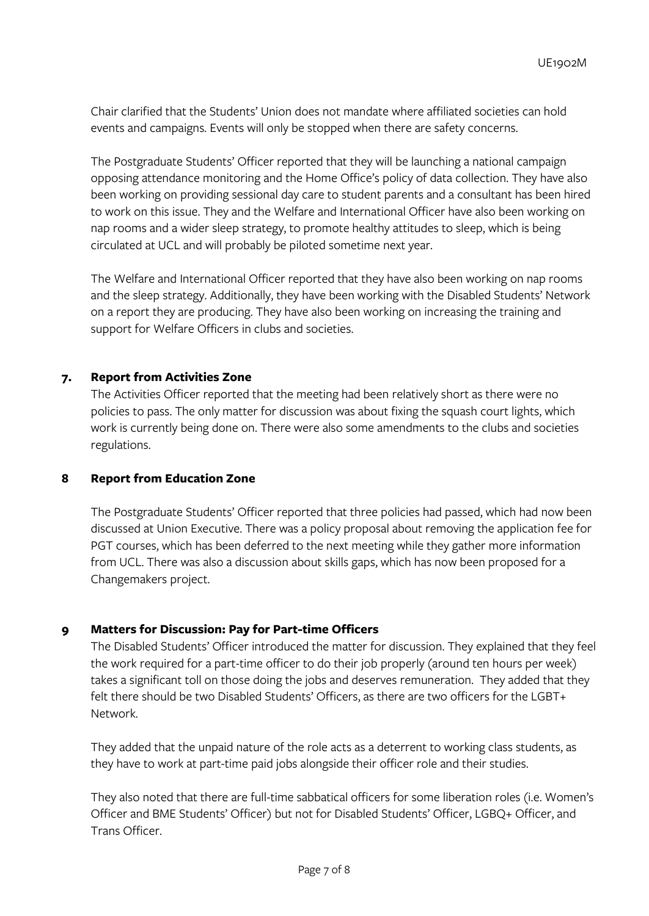Chair clarified that the Students' Union does not mandate where affiliated societies can hold events and campaigns. Events will only be stopped when there are safety concerns.

The Postgraduate Students' Officer reported that they will be launching a national campaign opposing attendance monitoring and the Home Office's policy of data collection. They have also been working on providing sessional day care to student parents and a consultant has been hired to work on this issue. They and the Welfare and International Officer have also been working on nap rooms and a wider sleep strategy, to promote healthy attitudes to sleep, which is being circulated at UCL and will probably be piloted sometime next year.

The Welfare and International Officer reported that they have also been working on nap rooms and the sleep strategy. Additionally, they have been working with the Disabled Students' Network on a report they are producing. They have also been working on increasing the training and support for Welfare Officers in clubs and societies.

## 7. Report from Activities Zone

The Activities Officer reported that the meeting had been relatively short as there were no policies to pass. The only matter for discussion was about fixing the squash court lights, which work is currently being done on. There were also some amendments to the clubs and societies regulations.

## 8 Report from Education Zone

The Postgraduate Students' Officer reported that three policies had passed, which had now been discussed at Union Executive. There was a policy proposal about removing the application fee for PGT courses, which has been deferred to the next meeting while they gather more information from UCL. There was also a discussion about skills gaps, which has now been proposed for a Changemakers project.

## 9 Matters for Discussion: Pay for Part-time Officers

The Disabled Students' Officer introduced the matter for discussion. They explained that they feel the work required for a part-time officer to do their job properly (around ten hours per week) takes a significant toll on those doing the jobs and deserves remuneration. They added that they felt there should be two Disabled Students' Officers, as there are two officers for the LGBT+ Network.

They added that the unpaid nature of the role acts as a deterrent to working class students, as they have to work at part-time paid jobs alongside their officer role and their studies.

They also noted that there are full-time sabbatical officers for some liberation roles (i.e. Women's Officer and BME Students' Officer) but not for Disabled Students' Officer, LGBQ+ Officer, and Trans Officer.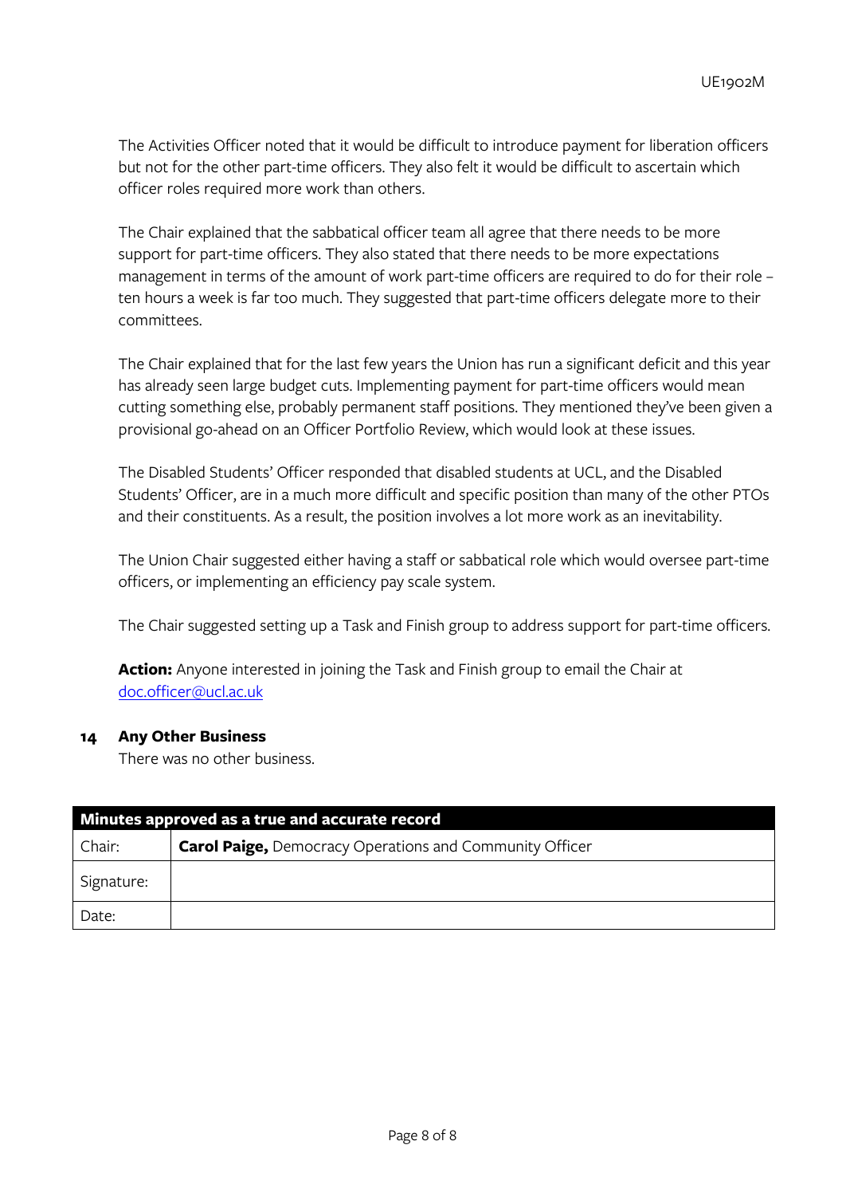The Activities Officer noted that it would be difficult to introduce payment for liberation officers but not for the other part-time officers. They also felt it would be difficult to ascertain which officer roles required more work than others.

The Chair explained that the sabbatical officer team all agree that there needs to be more support for part-time officers. They also stated that there needs to be more expectations management in terms of the amount of work part-time officers are required to do for their role – ten hours a week is far too much. They suggested that part-time officers delegate more to their committees.

The Chair explained that for the last few years the Union has run a significant deficit and this year has already seen large budget cuts. Implementing payment for part-time officers would mean cutting something else, probably permanent staff positions. They mentioned they've been given a provisional go-ahead on an Officer Portfolio Review, which would look at these issues.

The Disabled Students' Officer responded that disabled students at UCL, and the Disabled Students' Officer, are in a much more difficult and specific position than many of the other PTOs and their constituents. As a result, the position involves a lot more work as an inevitability.

The Union Chair suggested either having a staff or sabbatical role which would oversee part-time officers, or implementing an efficiency pay scale system.

The Chair suggested setting up a Task and Finish group to address support for part-time officers.

**Action:** Anyone interested in joining the Task and Finish group to email the Chair at doc.officer@ucl.ac.uk

## 14 Any Other Business

There was no other business.

| Minutes approved as a true and accurate record | |
|---|---|
| Chair: | **Carol Paige,** Democracy Operations and Community Officer |
| Signature: | |
| Date: | |